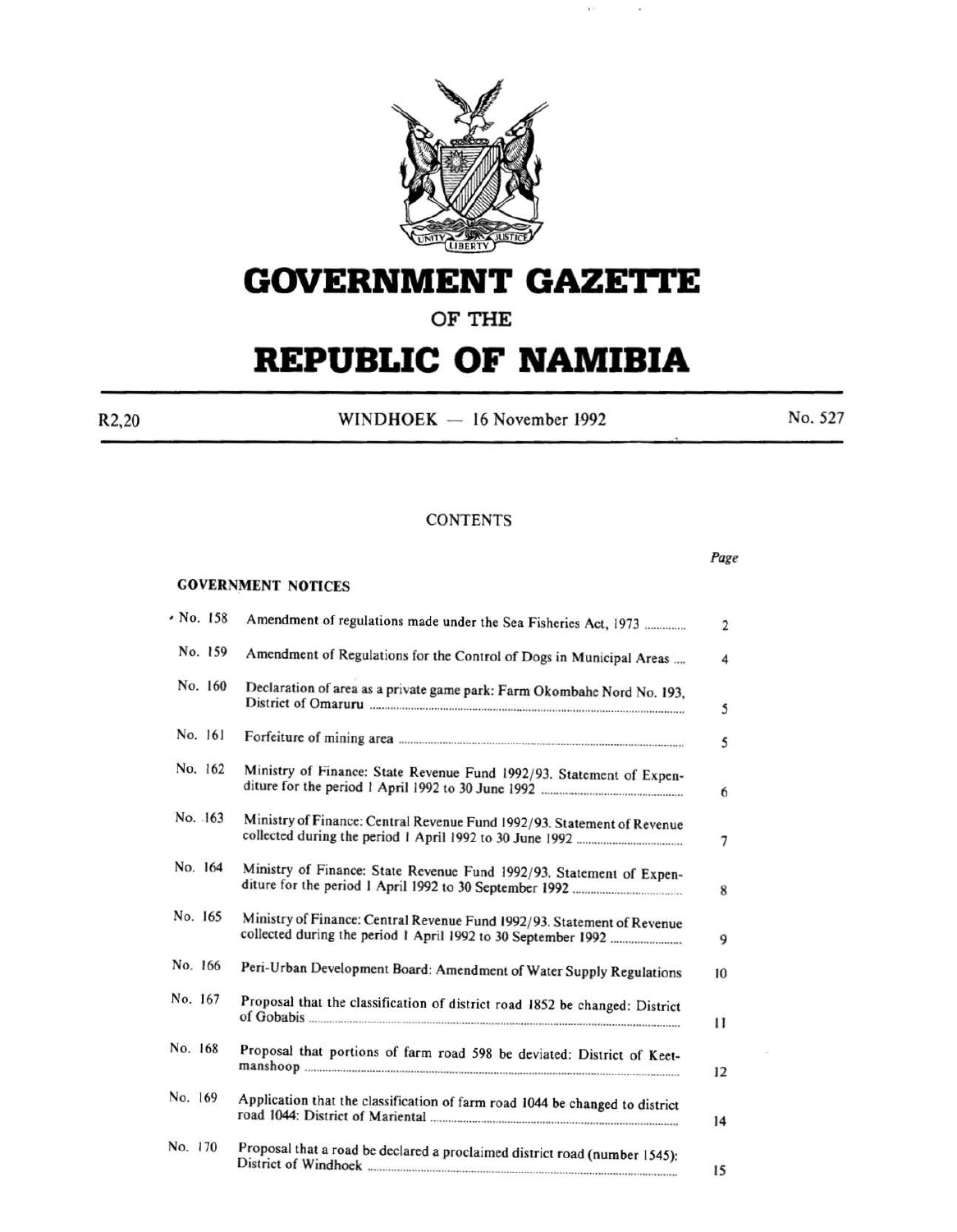# GOVERNMENT GAZETTE

## OF THE

# REPUBLIC OF NAMIBIA

R2,20 WINDHOEK — 16 November 1992 No. 527

## CONTENTS

### GOVERNMENT NOTICES

| | | Page |
|---|---|---|
| No. 158 | Amendment of regulations made under the Sea Fisheries Act, 1973 | 2 |
| No. 159 | Amendment of Regulations for the Control of Dogs in Municipal Areas | 4 |
| No. 160 | Declaration of area as a private game park: Farm Okombahe Nord No. 193, District of Omaruru | 5 |
| No. 161 | Forfeiture of mining area | 5 |
| No. 162 | Ministry of Finance: State Revenue Fund 1992/93. Statement of Expenditure for the period 1 April 1992 to 30 June 1992 | 6 |
| No. 163 | Ministry of Finance: Central Revenue Fund 1992/93. Statement of Revenue collected during the period 1 April 1992 to 30 June 1992 | 7 |
| No. 164 | Ministry of Finance: State Revenue Fund 1992/93. Statement of Expenditure for the period 1 April 1992 to 30 September 1992 | 8 |
| No. 165 | Ministry of Finance: Central Revenue Fund 1992/93. Statement of Revenue collected during the period 1 April 1992 to 30 September 1992 | 9 |
| No. 166 | Peri-Urban Development Board: Amendment of Water Supply Regulations | 10 |
| No. 167 | Proposal that the classification of district road 1852 be changed: District of Gobabis | 11 |
| No. 168 | Proposal that portions of farm road 598 be deviated: District of Keetmanshoop | 12 |
| No. 169 | Application that the classification of farm road 1044 be changed to district road 1044: District of Mariental | 14 |
| No. 170 | Proposal that a road be declared a proclaimed district road (number 1545): District of Windhoek | 15 |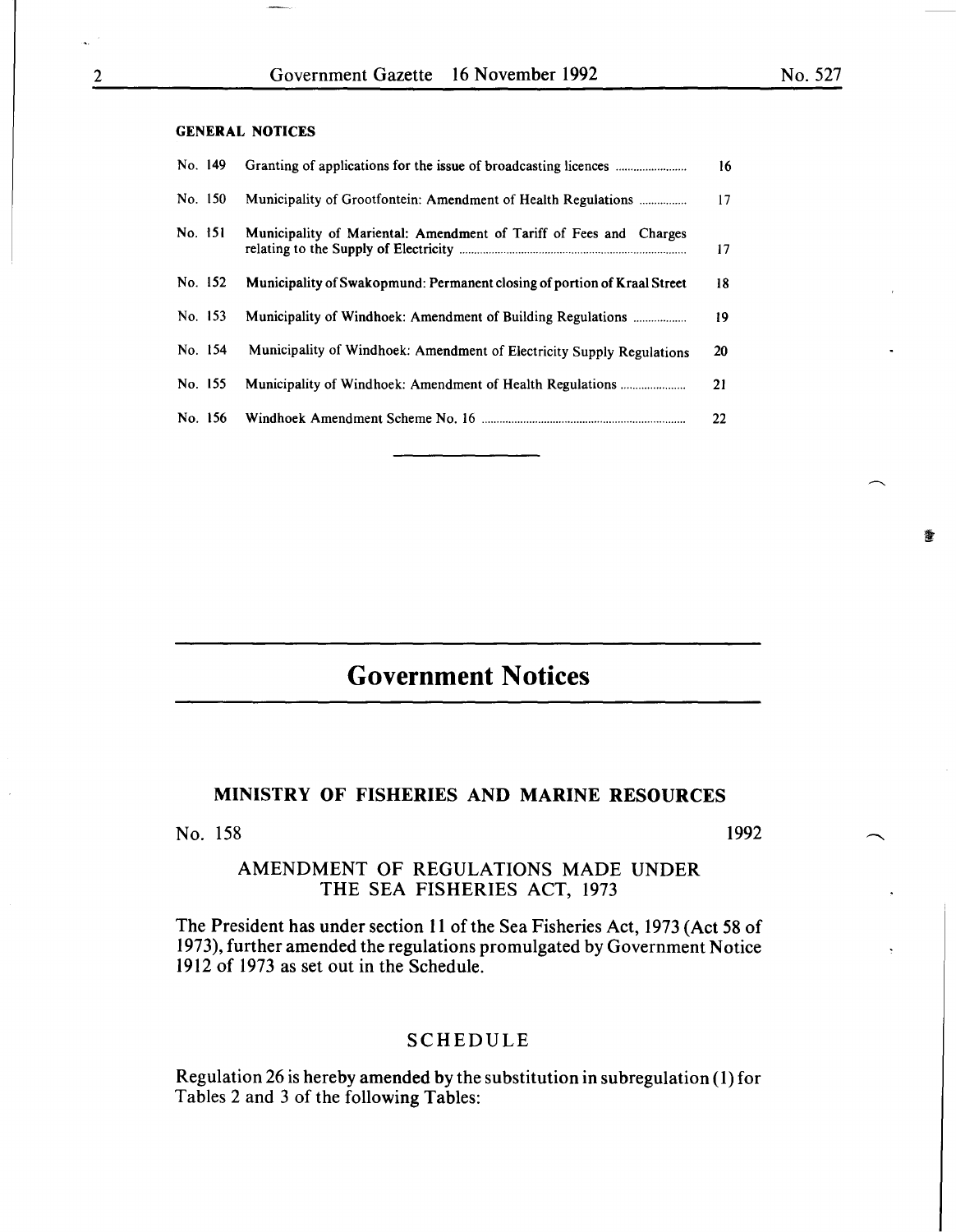**GENERAL NOTICES**

| | | |
|---|---|---|
| No. 149 | Granting of applications for the issue of broadcasting licences | 16 |
| No. 150 | Municipality of Grootfontein: Amendment of Health Regulations | 17 |
| No. 151 | Municipality of Mariental: Amendment of Tariff of Fees and Charges relating to the Supply of Electricity | 17 |
| No. 152 | Municipality of Swakopmund: Permanent closing of portion of Kraal Street | 18 |
| No. 153 | Municipality of Windhoek: Amendment of Building Regulations | 19 |
| No. 154 | Municipality of Windhoek: Amendment of Electricity Supply Regulations | 20 |
| No. 155 | Municipality of Windhoek: Amendment of Health Regulations | 21 |
| No. 156 | Windhoek Amendment Scheme No. 16 | 22 |

# Government Notices

## MINISTRY OF FISHERIES AND MARINE RESOURCES

No. 158 1992

### AMENDMENT OF REGULATIONS MADE UNDER THE SEA FISHERIES ACT, 1973

The President has under section 11 of the Sea Fisheries Act, 1973 (Act 58 of 1973), further amended the regulations promulgated by Government Notice 1912 of 1973 as set out in the Schedule.

### SCHEDULE

Regulation 26 is hereby amended by the substitution in subregulation (1) for Tables 2 and 3 of the following Tables: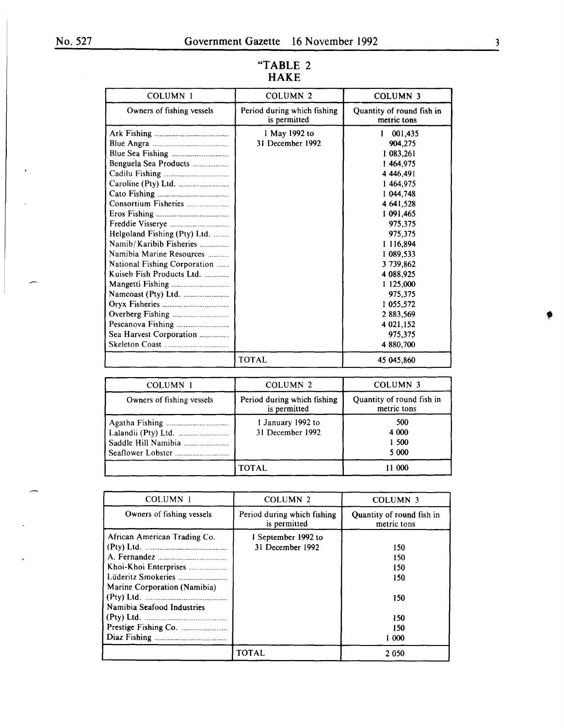"TABLE 2
HAKE

| COLUMN 1 | COLUMN 2 | COLUMN 3 |
|---|---|---|
| Owners of fishing vessels | Period during which fishing is permitted | Quantity of round fish in metric tons |
| Ark Fishing | 1 May 1992 to 31 December 1992 | 1 001,435 |
| Blue Angra | | 904,275 |
| Blue Sea Fishing | | 1 083,261 |
| Benguela Sea Products | | 1 464,975 |
| Cadilu Fishing | | 4 446,491 |
| Caroline (Pty) Ltd. | | 1 464,975 |
| Cato Fishing | | 1 044,748 |
| Consortium Fisheries | | 4 641,528 |
| Eros Fishing | | 1 091,465 |
| Freddie Visserye | | 975,375 |
| Helgoland Fishing (Pty) Ltd. | | 975,375 |
| Namib/Karibib Fisheries | | 1 116,894 |
| Namibia Marine Resources | | 1 089,533 |
| National Fishing Corporation | | 3 739,862 |
| Kuiseb Fish Products Ltd. | | 4 088,925 |
| Mangetti Fishing | | 1 125,000 |
| Namcoast (Pty) Ltd. | | 975,375 |
| Oryx Fisheries | | 1 055,572 |
| Overberg Fishing | | 2 883,569 |
| Pescanova Fishing | | 4 021,152 |
| Sea Harvest Corporation | | 975,375 |
| Skeleton Coast | | 4 880,700 |
| | TOTAL | 45 045,860 |

| COLUMN 1 | COLUMN 2 | COLUMN 3 |
|---|---|---|
| Owners of fishing vessels | Period during which fishing is permitted | Quantity of round fish in metric tons |
| Agatha Fishing | 1 January 1992 to 31 December 1992 | 500 |
| Lalandii (Pty) Ltd. | | 4 000 |
| Saddle Hill Namibia | | 1 500 |
| Seaflower Lobster | | 5 000 |
| | TOTAL | 11 000 |

| COLUMN 1 | COLUMN 2 | COLUMN 3 |
|---|---|---|
| Owners of fishing vessels | Period during which fishing is permitted | Quantity of round fish in metric tons |
| African American Trading Co. (Pty) Ltd. | 1 September 1992 to 31 December 1992 | 150 |
| A. Fernandez | | 150 |
| Khoi-Khoi Enterprises | | 150 |
| Lüderitz Smokeries | | 150 |
| Marine Corporation (Namibia) (Pty) Ltd. | | 150 |
| Namibia Seafood Industries (Pty) Ltd. | | 150 |
| Prestige Fishing Co. | | 150 |
| Diaz Fishing | | 1 000 |
| | TOTAL | 2 050 |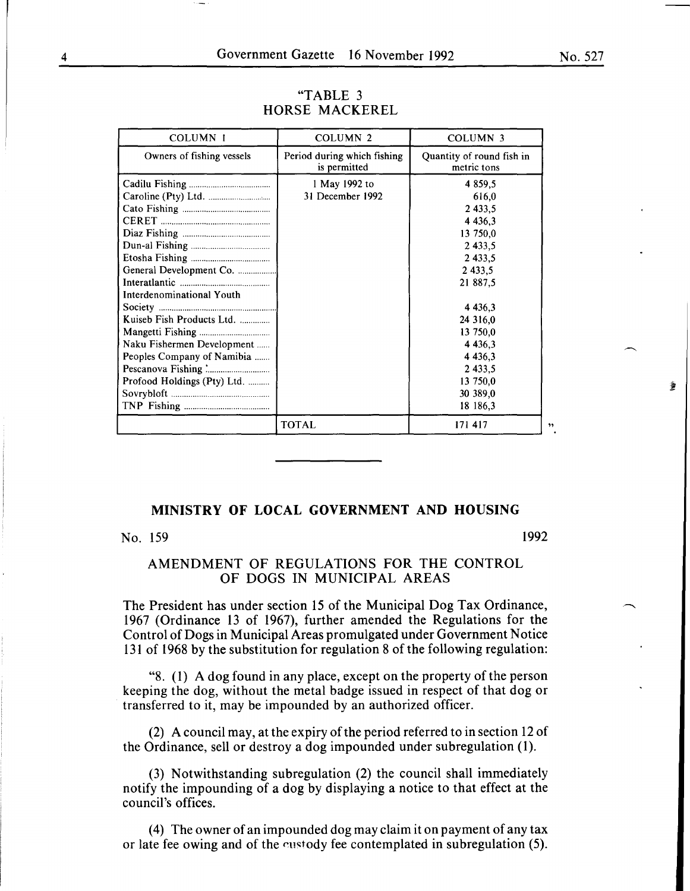"TABLE 3
HORSE MACKEREL

| COLUMN 1 | COLUMN 2 | COLUMN 3 |
|---|---|---|
| Owners of fishing vessels | Period during which fishing is permitted | Quantity of round fish in metric tons |
| Cadilu Fishing | 1 May 1992 to 31 December 1992 | 4 859,5 |
| Caroline (Pty) Ltd. | | 616,0 |
| Cato Fishing | | 2 433,5 |
| CERET | | 4 436,3 |
| Diaz Fishing | | 13 750,0 |
| Dun-al Fishing | | 2 433,5 |
| Etosha Fishing | | 2 433,5 |
| General Development Co. | | 2 433,5 |
| Interatlantic | | 21 887,5 |
| Interdenominational Youth Society | | 4 436,3 |
| Kuiseb Fish Products Ltd. | | 24 316,0 |
| Mangetti Fishing | | 13 750,0 |
| Naku Fishermen Development | | 4 436,3 |
| Peoples Company of Namibia | | 4 436,3 |
| Pescanova Fishing | | 2 433,5 |
| Profood Holdings (Pty) Ltd. | | 13 750,0 |
| Sovrybloft | | 30 389,0 |
| TNP Fishing | | 18 186,3 |
| | TOTAL | 171 417 |

".

---

## MINISTRY OF LOCAL GOVERNMENT AND HOUSING

No. 159 1992

### AMENDMENT OF REGULATIONS FOR THE CONTROL OF DOGS IN MUNICIPAL AREAS

The President has under section 15 of the Municipal Dog Tax Ordinance, 1967 (Ordinance 13 of 1967), further amended the Regulations for the Control of Dogs in Municipal Areas promulgated under Government Notice 131 of 1968 by the substitution for regulation 8 of the following regulation:

"8. (1) A dog found in any place, except on the property of the person keeping the dog, without the metal badge issued in respect of that dog or transferred to it, may be impounded by an authorized officer.

(2) A council may, at the expiry of the period referred to in section 12 of the Ordinance, sell or destroy a dog impounded under subregulation (1).

(3) Notwithstanding subregulation (2) the council shall immediately notify the impounding of a dog by displaying a notice to that effect at the council's offices.

(4) The owner of an impounded dog may claim it on payment of any tax or late fee owing and of the custody fee contemplated in subregulation (5).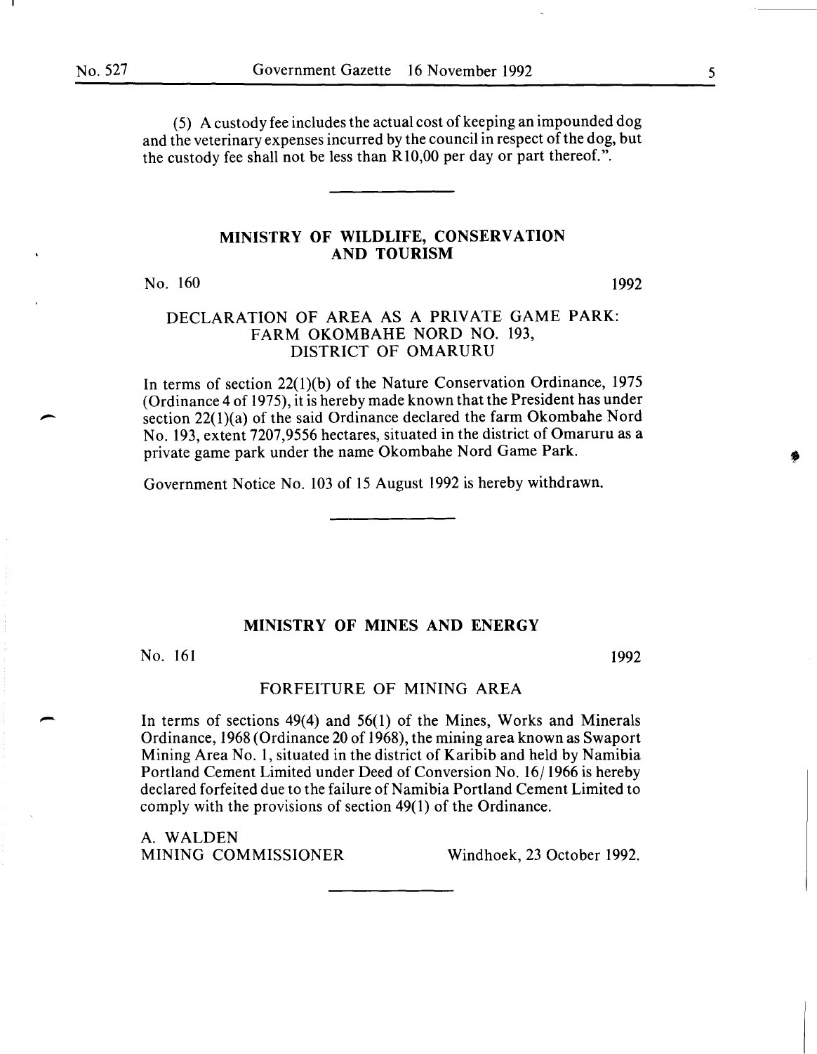(5) A custody fee includes the actual cost of keeping an impounded dog and the veterinary expenses incurred by the council in respect of the dog, but the custody fee shall not be less than R10,00 per day or part thereof.".

## MINISTRY OF WILDLIFE, CONSERVATION AND TOURISM

No. 160 1992

### DECLARATION OF AREA AS A PRIVATE GAME PARK: FARM OKOMBAHE NORD NO. 193, DISTRICT OF OMARURU

In terms of section 22(1)(b) of the Nature Conservation Ordinance, 1975 (Ordinance 4 of 1975), it is hereby made known that the President has under section 22(1)(a) of the said Ordinance declared the farm Okombahe Nord No. 193, extent 7207,9556 hectares, situated in the district of Omaruru as a private game park under the name Okombahe Nord Game Park.

Government Notice No. 103 of 15 August 1992 is hereby withdrawn.

## MINISTRY OF MINES AND ENERGY

No. 161 1992

### FORFEITURE OF MINING AREA

In terms of sections 49(4) and 56(1) of the Mines, Works and Minerals Ordinance, 1968 (Ordinance 20 of 1968), the mining area known as Swaport Mining Area No. 1, situated in the district of Karibib and held by Namibia Portland Cement Limited under Deed of Conversion No. 16/1966 is hereby declared forfeited due to the failure of Namibia Portland Cement Limited to comply with the provisions of section 49(1) of the Ordinance.

A. WALDEN
MINING COMMISSIONER

Windhoek, 23 October 1992.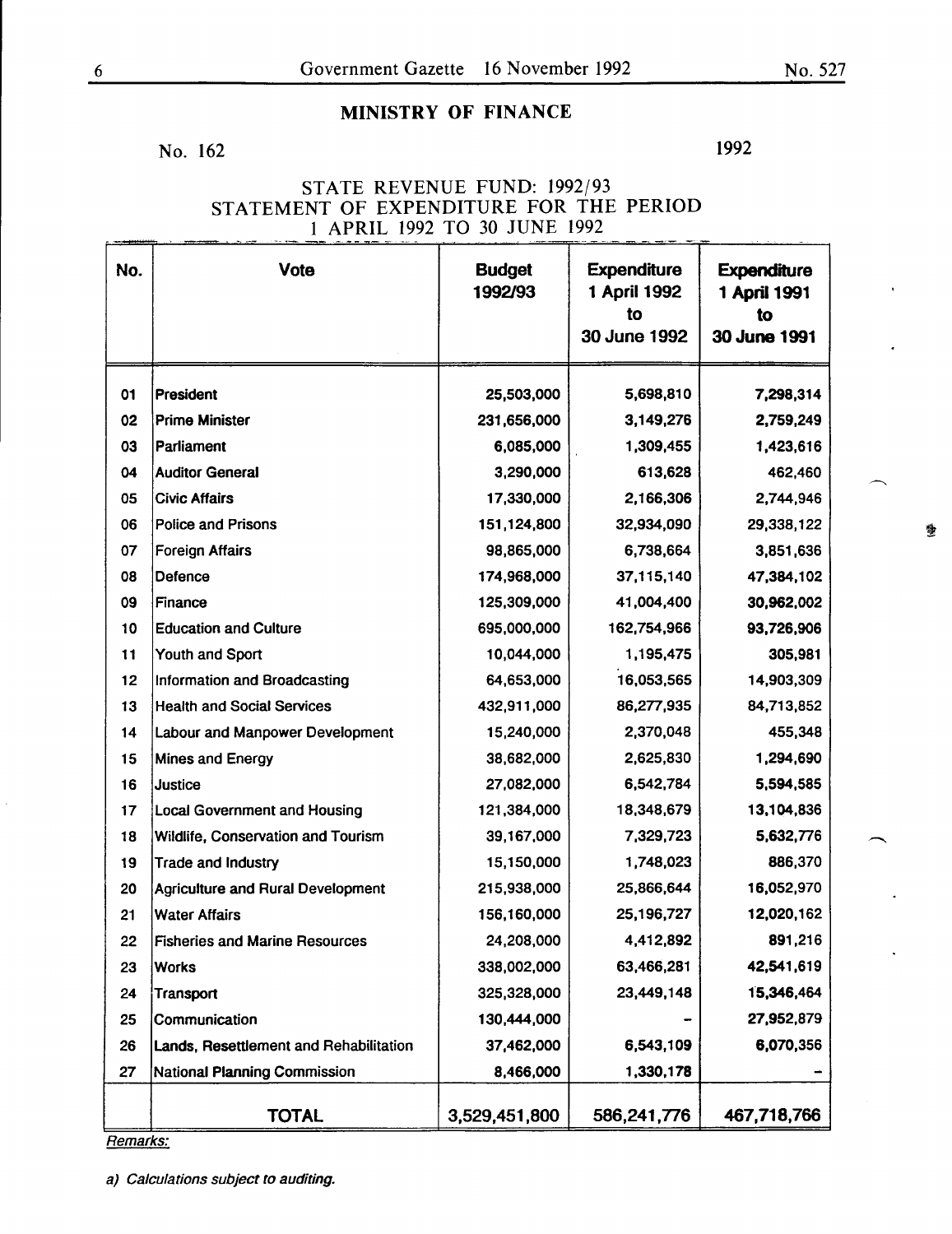## MINISTRY OF FINANCE

No. 162 1992

### STATE REVENUE FUND: 1992/93
### STATEMENT OF EXPENDITURE FOR THE PERIOD 1 APRIL 1992 TO 30 JUNE 1992

| No. | Vote | Budget 1992/93 | Expenditure 1 April 1992 to 30 June 1992 | Expenditure 1 April 1991 to 30 June 1991 |
|---|---|---|---|---|
| 01 | President | 25,503,000 | 5,698,810 | 7,298,314 |
| 02 | Prime Minister | 231,656,000 | 3,149,276 | 2,759,249 |
| 03 | Parliament | 6,085,000 | 1,309,455 | 1,423,616 |
| 04 | Auditor General | 3,290,000 | 613,628 | 462,460 |
| 05 | Civic Affairs | 17,330,000 | 2,166,306 | 2,744,946 |
| 06 | Police and Prisons | 151,124,800 | 32,934,090 | 29,338,122 |
| 07 | Foreign Affairs | 98,865,000 | 6,738,664 | 3,851,636 |
| 08 | Defence | 174,968,000 | 37,115,140 | 47,384,102 |
| 09 | Finance | 125,309,000 | 41,004,400 | 30,962,002 |
| 10 | Education and Culture | 695,000,000 | 162,754,966 | 93,726,906 |
| 11 | Youth and Sport | 10,044,000 | 1,195,475 | 305,981 |
| 12 | Information and Broadcasting | 64,653,000 | 16,053,565 | 14,903,309 |
| 13 | Health and Social Services | 432,911,000 | 86,277,935 | 84,713,852 |
| 14 | Labour and Manpower Development | 15,240,000 | 2,370,048 | 455,348 |
| 15 | Mines and Energy | 38,682,000 | 2,625,830 | 1,294,690 |
| 16 | Justice | 27,082,000 | 6,542,784 | 5,594,585 |
| 17 | Local Government and Housing | 121,384,000 | 18,348,679 | 13,104,836 |
| 18 | Wildlife, Conservation and Tourism | 39,167,000 | 7,329,723 | 5,632,776 |
| 19 | Trade and Industry | 15,150,000 | 1,748,023 | 886,370 |
| 20 | Agriculture and Rural Development | 215,938,000 | 25,866,644 | 16,052,970 |
| 21 | Water Affairs | 156,160,000 | 25,196,727 | 12,020,162 |
| 22 | Fisheries and Marine Resources | 24,208,000 | 4,412,892 | 891,216 |
| 23 | Works | 338,002,000 | 63,466,281 | 42,541,619 |
| 24 | Transport | 325,328,000 | 23,449,148 | 15,346,464 |
| 25 | Communication | 130,444,000 | - | 27,952,879 |
| 26 | Lands, Resettlement and Rehabilitation | 37,462,000 | 6,543,109 | 6,070,356 |
| 27 | National Planning Commission | 8,466,000 | 1,330,178 | - |
| | **TOTAL** | **3,529,451,800** | **586,241,776** | **467,718,766** |

*Remarks:*

*a) Calculations subject to auditing.*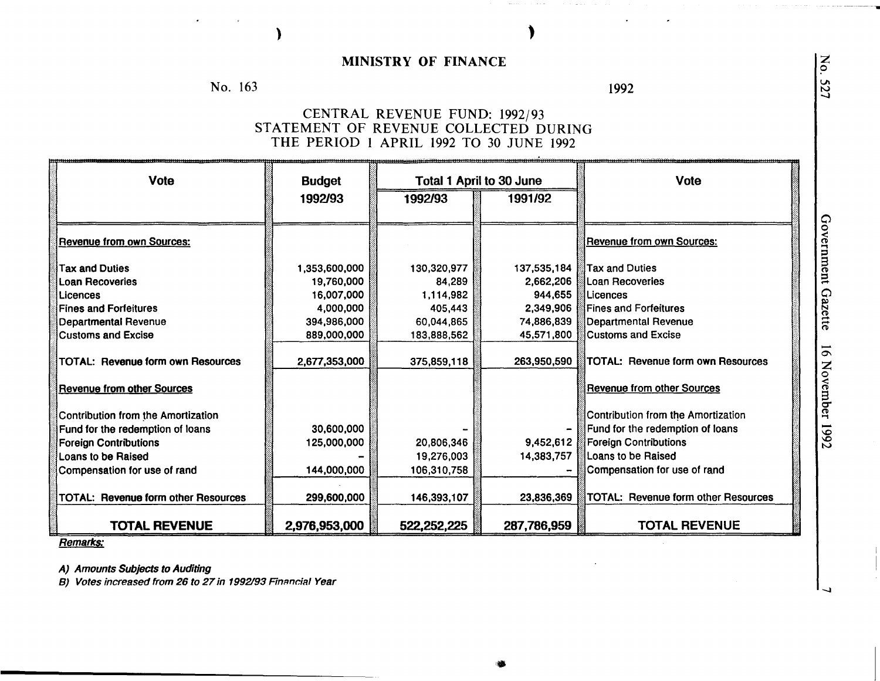## MINISTRY OF FINANCE

No. 163 — 1992

### CENTRAL REVENUE FUND: 1992/93
### STATEMENT OF REVENUE COLLECTED DURING THE PERIOD 1 APRIL 1992 TO 30 JUNE 1992

| Vote | Budget | Total 1 April to 30 June | | Vote |
|---|---|---|---|---|
| | 1992/93 | 1992/93 | 1991/92 | |
| **Revenue from own Sources:** | | | | **Revenue from own Sources:** |
| Tax and Duties | 1,353,600,000 | 130,320,977 | 137,535,184 | Tax and Duties |
| Loan Recoveries | 19,760,000 | 84,289 | 2,662,206 | Loan Recoveries |
| Licences | 16,007,000 | 1,114,982 | 944,655 | Licences |
| Fines and Forfeitures | 4,000,000 | 405,443 | 2,349,906 | Fines and Forfeitures |
| Departmental Revenue | 394,986,000 | 60,044,865 | 74,886,839 | Departmental Revenue |
| Customs and Excise | 889,000,000 | 183,888,562 | 45,571,800 | Customs and Excise |
| TOTAL: Revenue form own Resources | 2,677,353,000 | 375,859,118 | 263,950,590 | TOTAL: Revenue form own Resources |
| **Revenue from other Sources** | | | | **Revenue from other Sources** |
| Contribution from the Amortization Fund for the redemption of loans | 30,600,000 | - | - | Contribution from the Amortization Fund for the redemption of loans |
| Foreign Contributions | 125,000,000 | 20,806,346 | 9,452,612 | Foreign Contributions |
| Loans to be Raised | - | 19,276,003 | 14,383,757 | Loans to be Raised |
| Compensation for use of rand | 144,000,000 | 106,310,758 | - | Compensation for use of rand |
| TOTAL: Revenue form other Resources | 299,600,000 | 146,393,107 | 23,836,369 | TOTAL: Revenue form other Resources |
| **TOTAL REVENUE** | **2,976,953,000** | **522,252,225** | **287,786,959** | **TOTAL REVENUE** |

***Remarks:***

*A) Amounts Subjects to Auditing*

*B) Votes increased from 26 to 27 in 1992/93 Financial Year*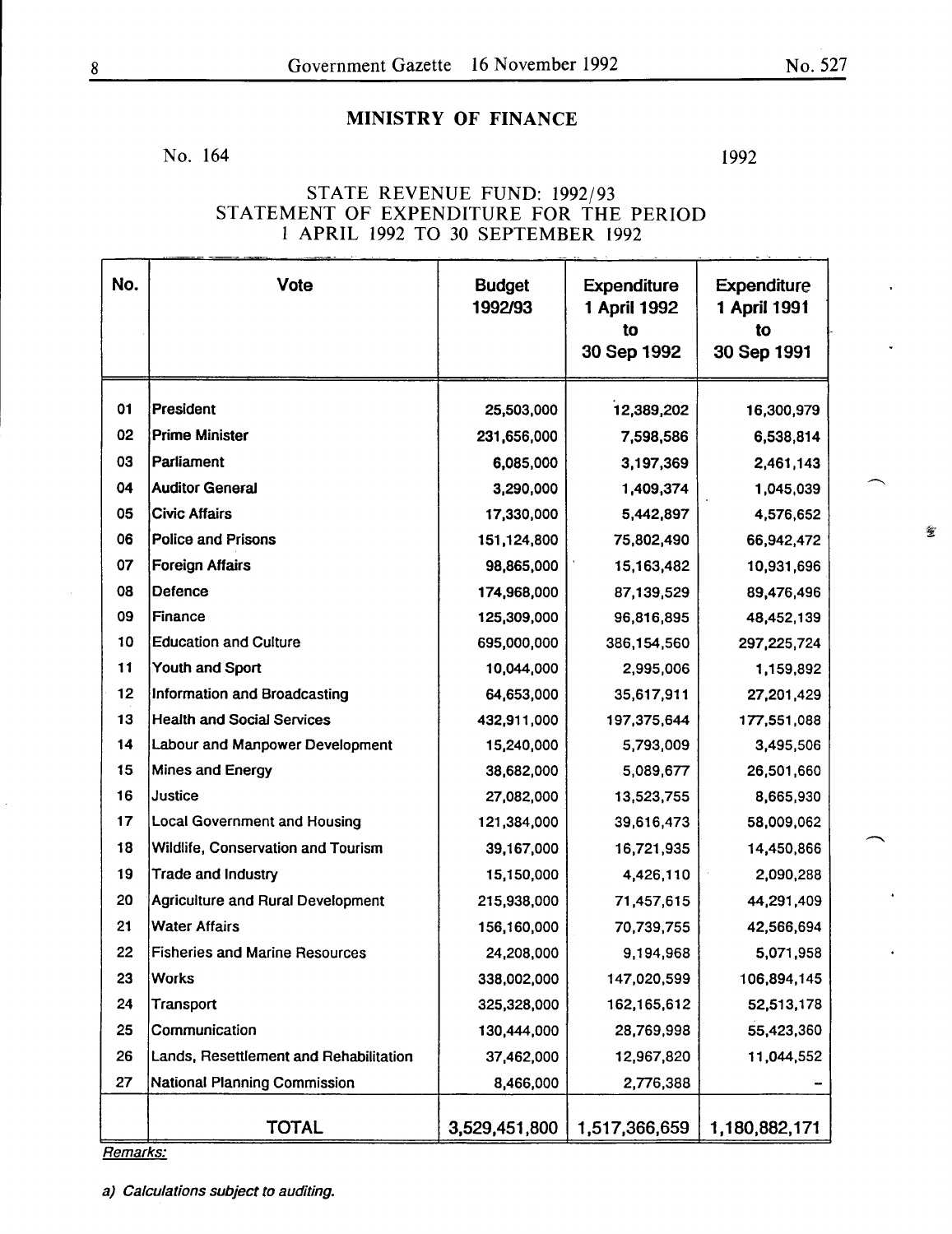## MINISTRY OF FINANCE

No. 164 1992

### STATE REVENUE FUND: 1992/93 STATEMENT OF EXPENDITURE FOR THE PERIOD 1 APRIL 1992 TO 30 SEPTEMBER 1992

| No. | Vote | Budget 1992/93 | Expenditure 1 April 1992 to 30 Sep 1992 | Expenditure 1 April 1991 to 30 Sep 1991 |
|---|---|---|---|---|
| 01 | President | 25,503,000 | 12,389,202 | 16,300,979 |
| 02 | Prime Minister | 231,656,000 | 7,598,586 | 6,538,814 |
| 03 | Parliament | 6,085,000 | 3,197,369 | 2,461,143 |
| 04 | Auditor General | 3,290,000 | 1,409,374 | 1,045,039 |
| 05 | Civic Affairs | 17,330,000 | 5,442,897 | 4,576,652 |
| 06 | Police and Prisons | 151,124,800 | 75,802,490 | 66,942,472 |
| 07 | Foreign Affairs | 98,865,000 | 15,163,482 | 10,931,696 |
| 08 | Defence | 174,968,000 | 87,139,529 | 89,476,496 |
| 09 | Finance | 125,309,000 | 96,816,895 | 48,452,139 |
| 10 | Education and Culture | 695,000,000 | 386,154,560 | 297,225,724 |
| 11 | Youth and Sport | 10,044,000 | 2,995,006 | 1,159,892 |
| 12 | Information and Broadcasting | 64,653,000 | 35,617,911 | 27,201,429 |
| 13 | Health and Social Services | 432,911,000 | 197,375,644 | 177,551,088 |
| 14 | Labour and Manpower Development | 15,240,000 | 5,793,009 | 3,495,506 |
| 15 | Mines and Energy | 38,682,000 | 5,089,677 | 26,501,660 |
| 16 | Justice | 27,082,000 | 13,523,755 | 8,665,930 |
| 17 | Local Government and Housing | 121,384,000 | 39,616,473 | 58,009,062 |
| 18 | Wildlife, Conservation and Tourism | 39,167,000 | 16,721,935 | 14,450,866 |
| 19 | Trade and Industry | 15,150,000 | 4,426,110 | 2,090,288 |
| 20 | Agriculture and Rural Development | 215,938,000 | 71,457,615 | 44,291,409 |
| 21 | Water Affairs | 156,160,000 | 70,739,755 | 42,566,694 |
| 22 | Fisheries and Marine Resources | 24,208,000 | 9,194,968 | 5,071,958 |
| 23 | Works | 338,002,000 | 147,020,599 | 106,894,145 |
| 24 | Transport | 325,328,000 | 162,165,612 | 52,513,178 |
| 25 | Communication | 130,444,000 | 28,769,998 | 55,423,360 |
| 26 | Lands, Resettlement and Rehabilitation | 37,462,000 | 12,967,820 | 11,044,552 |
| 27 | National Planning Commission | 8,466,000 | 2,776,388 | - |
| | **TOTAL** | **3,529,451,800** | **1,517,366,659** | **1,180,882,171** |

*Remarks:*

*a) Calculations subject to auditing.*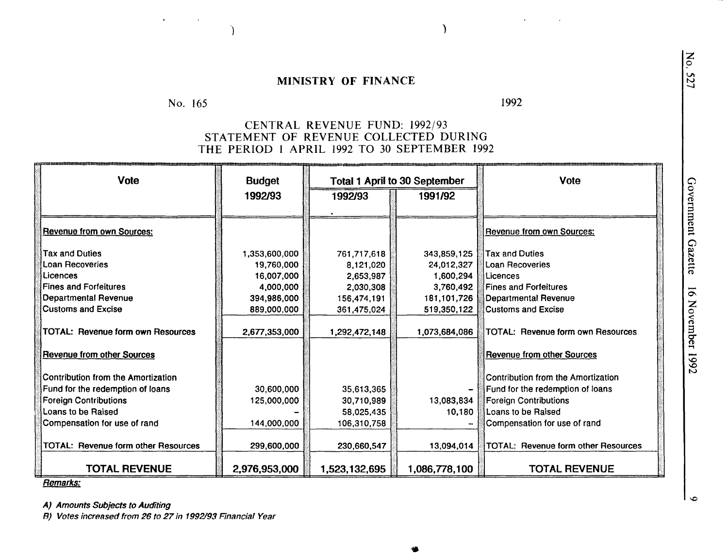# MINISTRY OF FINANCE

No. 165 1992

## CENTRAL REVENUE FUND: 1992/93
## STATEMENT OF REVENUE COLLECTED DURING THE PERIOD 1 APRIL 1992 TO 30 SEPTEMBER 1992

| Vote | Budget 1992/93 | Total 1 April to 30 September | | Vote |
|---|---|---|---|---|
| | | 1992/93 | 1991/92 | |
| Revenue from own Sources: | | | | Revenue from own Sources: |
| Tax and Duties | 1,353,600,000 | 761,717,618 | 343,859,125 | Tax and Duties |
| Loan Recoveries | 19,760,000 | 8,121,020 | 24,012,327 | Loan Recoveries |
| Licences | 16,007,000 | 2,653,987 | 1,600,294 | Licences |
| Fines and Forfeitures | 4,000,000 | 2,030,308 | 3,760,492 | Fines and Forfeitures |
| Departmental Revenue | 394,986,000 | 156,474,191 | 181,101,726 | Departmental Revenue |
| Customs and Excise | 889,000,000 | 361,475,024 | 519,350,122 | Customs and Excise |
| TOTAL: Revenue form own Resources | 2,677,353,000 | 1,292,472,148 | 1,073,684,086 | TOTAL: Revenue form own Resources |
| Revenue from other Sources | | | | Revenue from other Sources |
| Contribution from the Amortization Fund for the redemption of loans | 30,600,000 | 35,613,365 | – | Contribution from the Amortization Fund for the redemption of loans |
| Foreign Contributions | 125,000,000 | 30,710,989 | 13,083,834 | Foreign Contributions |
| Loans to be Raised | – | 58,025,435 | 10,180 | Loans to be Raised |
| Compensation for use of rand | 144,000,000 | 106,310,758 | – | Compensation for use of rand |
| TOTAL: Revenue form other Resources | 299,600,000 | 230,660,547 | 13,094,014 | TOTAL: Revenue form other Resources |
| **TOTAL REVENUE** | **2,976,953,000** | **1,523,132,695** | **1,086,778,100** | **TOTAL REVENUE** |

***Remarks:***

***A) Amounts Subjects to Auditing***

***B) Votes increased from 26 to 27 in 1992/93 Financial Year***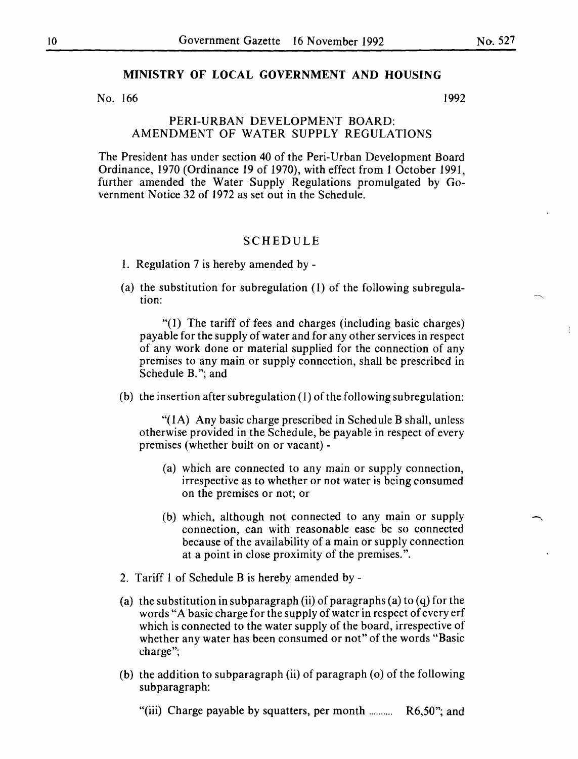## MINISTRY OF LOCAL GOVERNMENT AND HOUSING

No. 166 1992

### PERI-URBAN DEVELOPMENT BOARD: AMENDMENT OF WATER SUPPLY REGULATIONS

The President has under section 40 of the Peri-Urban Development Board Ordinance, 1970 (Ordinance 19 of 1970), with effect from 1 October 1991, further amended the Water Supply Regulations promulgated by Government Notice 32 of 1972 as set out in the Schedule.

### SCHEDULE

1. Regulation 7 is hereby amended by -

(a) the substitution for subregulation (1) of the following subregulation:

"(1) The tariff of fees and charges (including basic charges) payable for the supply of water and for any other services in respect of any work done or material supplied for the connection of any premises to any main or supply connection, shall be prescribed in Schedule B."; and

(b) the insertion after subregulation (1) of the following subregulation:

"(1A) Any basic charge prescribed in Schedule B shall, unless otherwise provided in the Schedule, be payable in respect of every premises (whether built on or vacant) -

(a) which are connected to any main or supply connection, irrespective as to whether or not water is being consumed on the premises or not; or

(b) which, although not connected to any main or supply connection, can with reasonable ease be so connected because of the availability of a main or supply connection at a point in close proximity of the premises.".

2. Tariff 1 of Schedule B is hereby amended by -

(a) the substitution in subparagraph (ii) of paragraphs (a) to (q) for the words "A basic charge for the supply of water in respect of every erf which is connected to the water supply of the board, irrespective of whether any water has been consumed or not" of the words "Basic charge";

(b) the addition to subparagraph (ii) of paragraph (o) of the following subparagraph:

"(iii) Charge payable by squatters, per month .......... R6,50"; and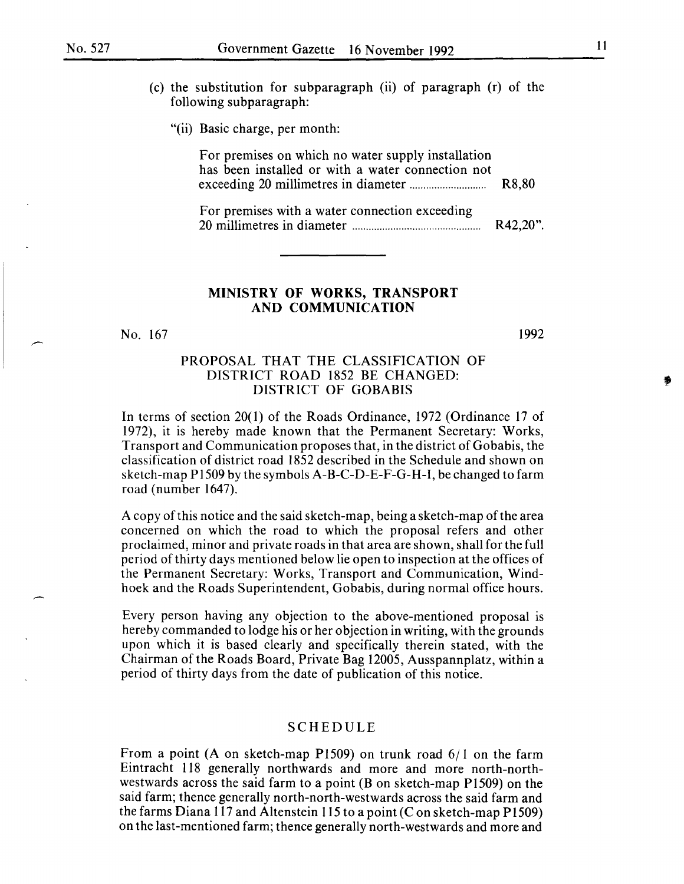(c) the substitution for subparagraph (ii) of paragraph (r) of the following subparagraph:

"(ii) Basic charge, per month:

| | |
|---|---|
| For premises on which no water supply installation has been installed or with a water connection not exceeding 20 millimetres in diameter | R8,80 |
| For premises with a water connection exceeding 20 millimetres in diameter | R42,20". |

---

## MINISTRY OF WORKS, TRANSPORT AND COMMUNICATION

No. 167 1992

### PROPOSAL THAT THE CLASSIFICATION OF DISTRICT ROAD 1852 BE CHANGED: DISTRICT OF GOBABIS

In terms of section 20(1) of the Roads Ordinance, 1972 (Ordinance 17 of 1972), it is hereby made known that the Permanent Secretary: Works, Transport and Communication proposes that, in the district of Gobabis, the classification of district road 1852 described in the Schedule and shown on sketch-map P1509 by the symbols A-B-C-D-E-F-G-H-I, be changed to farm road (number 1647).

A copy of this notice and the said sketch-map, being a sketch-map of the area concerned on which the road to which the proposal refers and other proclaimed, minor and private roads in that area are shown, shall for the full period of thirty days mentioned below lie open to inspection at the offices of the Permanent Secretary: Works, Transport and Communication, Windhoek and the Roads Superintendent, Gobabis, during normal office hours.

Every person having any objection to the above-mentioned proposal is hereby commanded to lodge his or her objection in writing, with the grounds upon which it is based clearly and specifically therein stated, with the Chairman of the Roads Board, Private Bag 12005, Ausspannplatz, within a period of thirty days from the date of publication of this notice.

### SCHEDULE

From a point (A on sketch-map P1509) on trunk road 6/1 on the farm Eintracht 118 generally northwards and more and more north-north-westwards across the said farm to a point (B on sketch-map P1509) on the said farm; thence generally north-north-westwards across the said farm and the farms Diana 117 and Altenstein 115 to a point (C on sketch-map P1509) on the last-mentioned farm; thence generally north-westwards and more and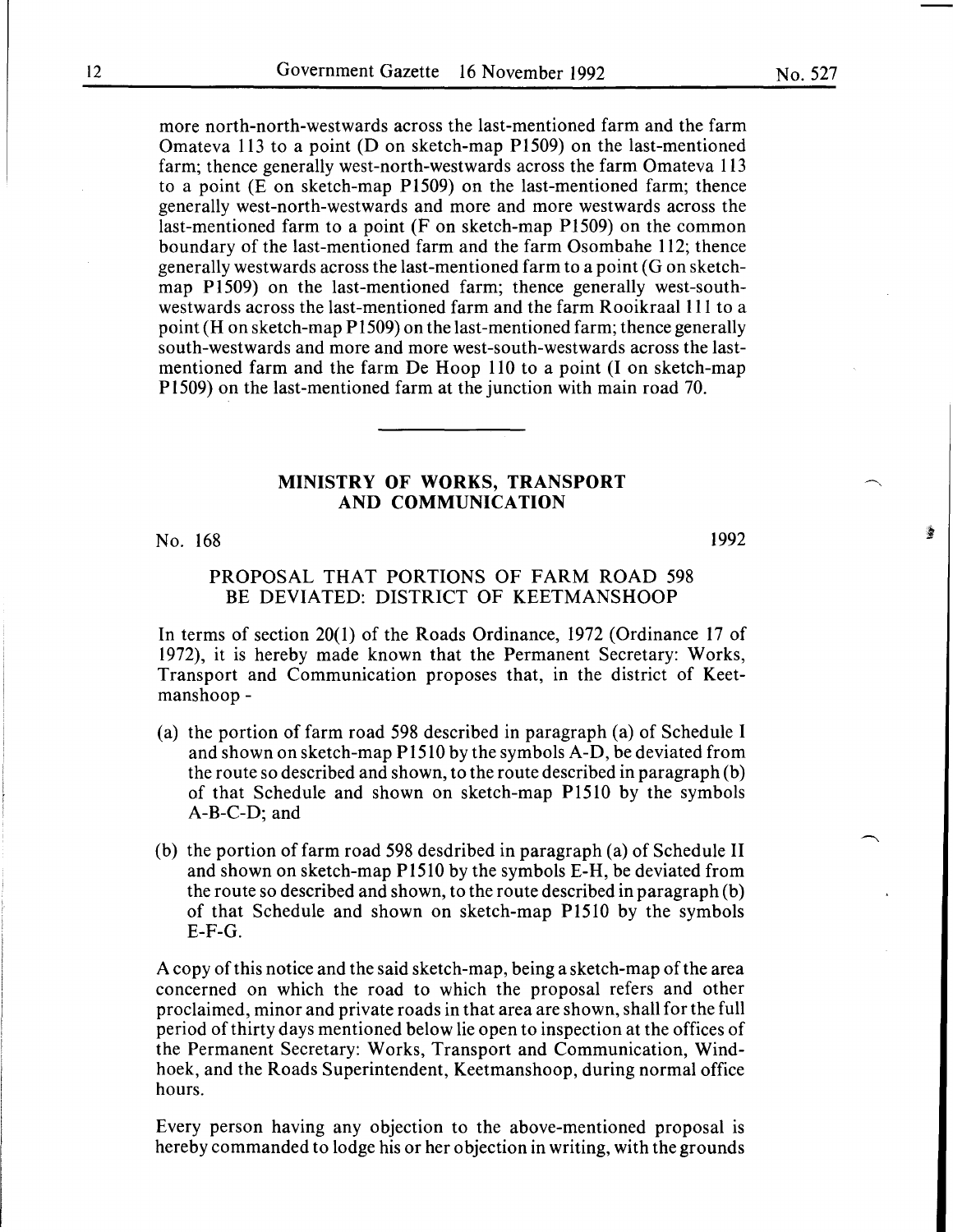more north-north-westwards across the last-mentioned farm and the farm Omateva 113 to a point (D on sketch-map P1509) on the last-mentioned farm; thence generally west-north-westwards across the farm Omateva 113 to a point (E on sketch-map P1509) on the last-mentioned farm; thence generally west-north-westwards and more and more westwards across the last-mentioned farm to a point (F on sketch-map P1509) on the common boundary of the last-mentioned farm and the farm Osombahe 112; thence generally westwards across the last-mentioned farm to a point (G on sketch-map P1509) on the last-mentioned farm; thence generally west-south-westwards across the last-mentioned farm and the farm Rooikraal 111 to a point (H on sketch-map P1509) on the last-mentioned farm; thence generally south-westwards and more and more west-south-westwards across the last-mentioned farm and the farm De Hoop 110 to a point (I on sketch-map P1509) on the last-mentioned farm at the junction with main road 70.

---

## MINISTRY OF WORKS, TRANSPORT AND COMMUNICATION

No. 168 1992

### PROPOSAL THAT PORTIONS OF FARM ROAD 598 BE DEVIATED: DISTRICT OF KEETMANSHOOP

In terms of section 20(1) of the Roads Ordinance, 1972 (Ordinance 17 of 1972), it is hereby made known that the Permanent Secretary: Works, Transport and Communication proposes that, in the district of Keetmanshoop -

(a) the portion of farm road 598 described in paragraph (a) of Schedule I and shown on sketch-map P1510 by the symbols A-D, be deviated from the route so described and shown, to the route described in paragraph (b) of that Schedule and shown on sketch-map P1510 by the symbols A-B-C-D; and

(b) the portion of farm road 598 desdribed in paragraph (a) of Schedule II and shown on sketch-map P1510 by the symbols E-H, be deviated from the route so described and shown, to the route described in paragraph (b) of that Schedule and shown on sketch-map P1510 by the symbols E-F-G.

A copy of this notice and the said sketch-map, being a sketch-map of the area concerned on which the road to which the proposal refers and other proclaimed, minor and private roads in that area are shown, shall for the full period of thirty days mentioned below lie open to inspection at the offices of the Permanent Secretary: Works, Transport and Communication, Windhoek, and the Roads Superintendent, Keetmanshoop, during normal office hours.

Every person having any objection to the above-mentioned proposal is hereby commanded to lodge his or her objection in writing, with the grounds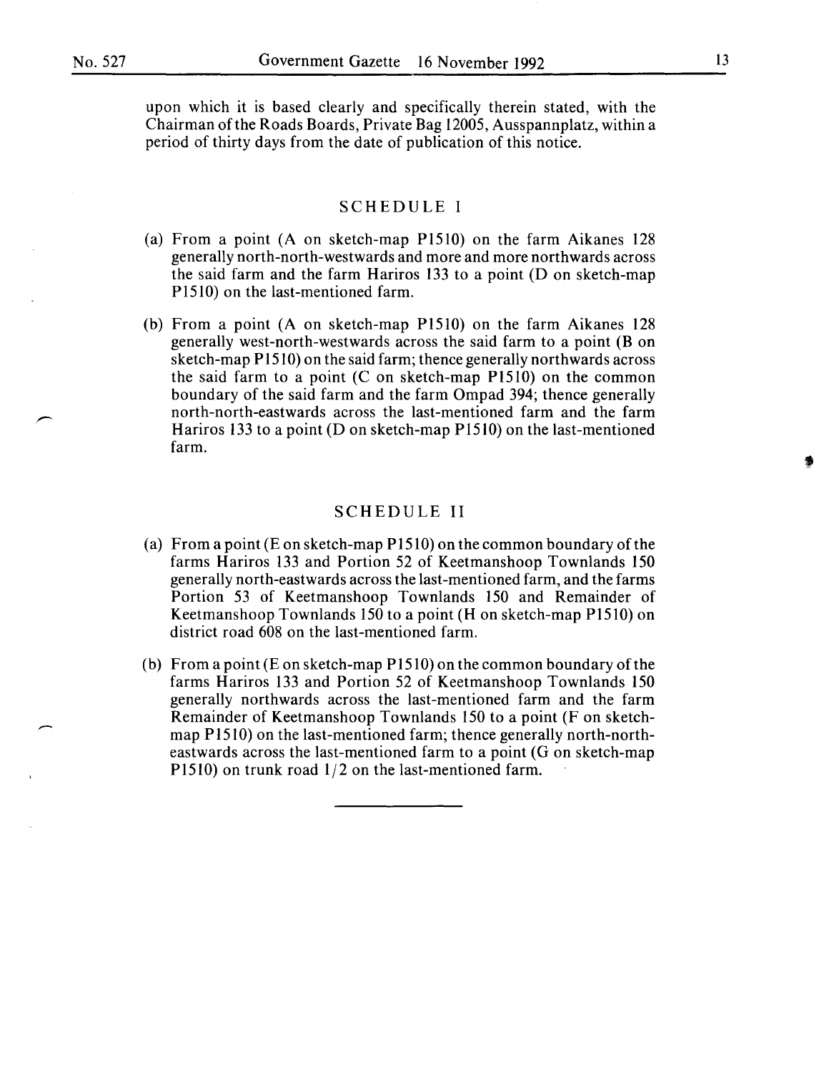upon which it is based clearly and specifically therein stated, with the Chairman of the Roads Boards, Private Bag 12005, Ausspannplatz, within a period of thirty days from the date of publication of this notice.

## SCHEDULE I

(a) From a point (A on sketch-map P1510) on the farm Aikanes 128 generally north-north-westwards and more and more northwards across the said farm and the farm Hariros 133 to a point (D on sketch-map P1510) on the last-mentioned farm.

(b) From a point (A on sketch-map P1510) on the farm Aikanes 128 generally west-north-westwards across the said farm to a point (B on sketch-map P1510) on the said farm; thence generally northwards across the said farm to a point (C on sketch-map P1510) on the common boundary of the said farm and the farm Ompad 394; thence generally north-north-eastwards across the last-mentioned farm and the farm Hariros 133 to a point (D on sketch-map P1510) on the last-mentioned farm.

## SCHEDULE II

(a) From a point (E on sketch-map P1510) on the common boundary of the farms Hariros 133 and Portion 52 of Keetmanshoop Townlands 150 generally north-eastwards across the last-mentioned farm, and the farms Portion 53 of Keetmanshoop Townlands 150 and Remainder of Keetmanshoop Townlands 150 to a point (H on sketch-map P1510) on district road 608 on the last-mentioned farm.

(b) From a point (E on sketch-map P1510) on the common boundary of the farms Hariros 133 and Portion 52 of Keetmanshoop Townlands 150 generally northwards across the last-mentioned farm and the farm Remainder of Keetmanshoop Townlands 150 to a point (F on sketch-map P1510) on the last-mentioned farm; thence generally north-north-eastwards across the last-mentioned farm to a point (G on sketch-map P1510) on trunk road 1/2 on the last-mentioned farm.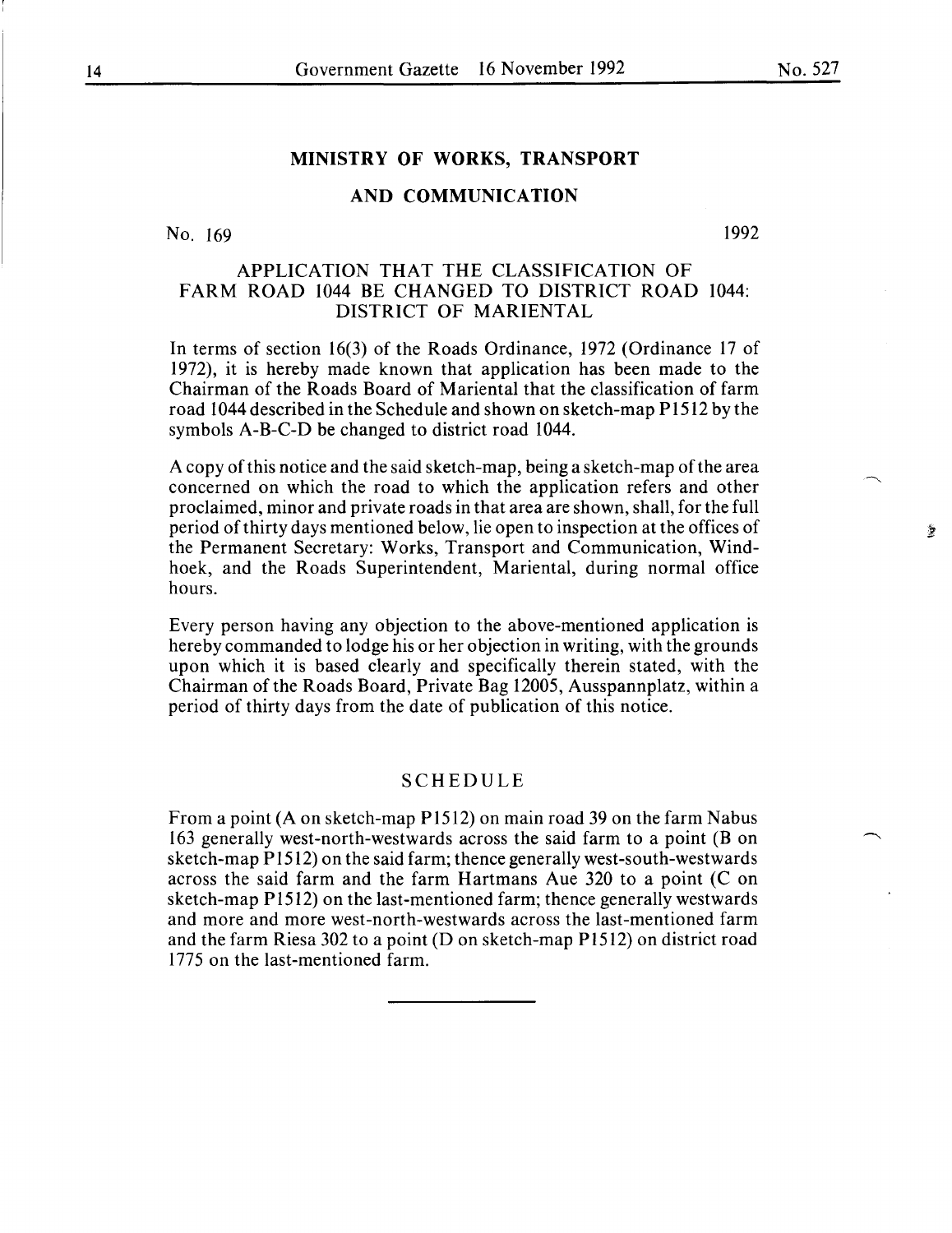## MINISTRY OF WORKS, TRANSPORT

## AND COMMUNICATION

No. 169 1992

### APPLICATION THAT THE CLASSIFICATION OF FARM ROAD 1044 BE CHANGED TO DISTRICT ROAD 1044: DISTRICT OF MARIENTAL

In terms of section 16(3) of the Roads Ordinance, 1972 (Ordinance 17 of 1972), it is hereby made known that application has been made to the Chairman of the Roads Board of Mariental that the classification of farm road 1044 described in the Schedule and shown on sketch-map P1512 by the symbols A-B-C-D be changed to district road 1044.

A copy of this notice and the said sketch-map, being a sketch-map of the area concerned on which the road to which the application refers and other proclaimed, minor and private roads in that area are shown, shall, for the full period of thirty days mentioned below, lie open to inspection at the offices of the Permanent Secretary: Works, Transport and Communication, Windhoek, and the Roads Superintendent, Mariental, during normal office hours.

Every person having any objection to the above-mentioned application is hereby commanded to lodge his or her objection in writing, with the grounds upon which it is based clearly and specifically therein stated, with the Chairman of the Roads Board, Private Bag 12005, Ausspannplatz, within a period of thirty days from the date of publication of this notice.

### SCHEDULE

From a point (A on sketch-map P1512) on main road 39 on the farm Nabus 163 generally west-north-westwards across the said farm to a point (B on sketch-map P1512) on the said farm; thence generally west-south-westwards across the said farm and the farm Hartmans Aue 320 to a point (C on sketch-map P1512) on the last-mentioned farm; thence generally westwards and more and more west-north-westwards across the last-mentioned farm and the farm Riesa 302 to a point (D on sketch-map P1512) on district road 1775 on the last-mentioned farm.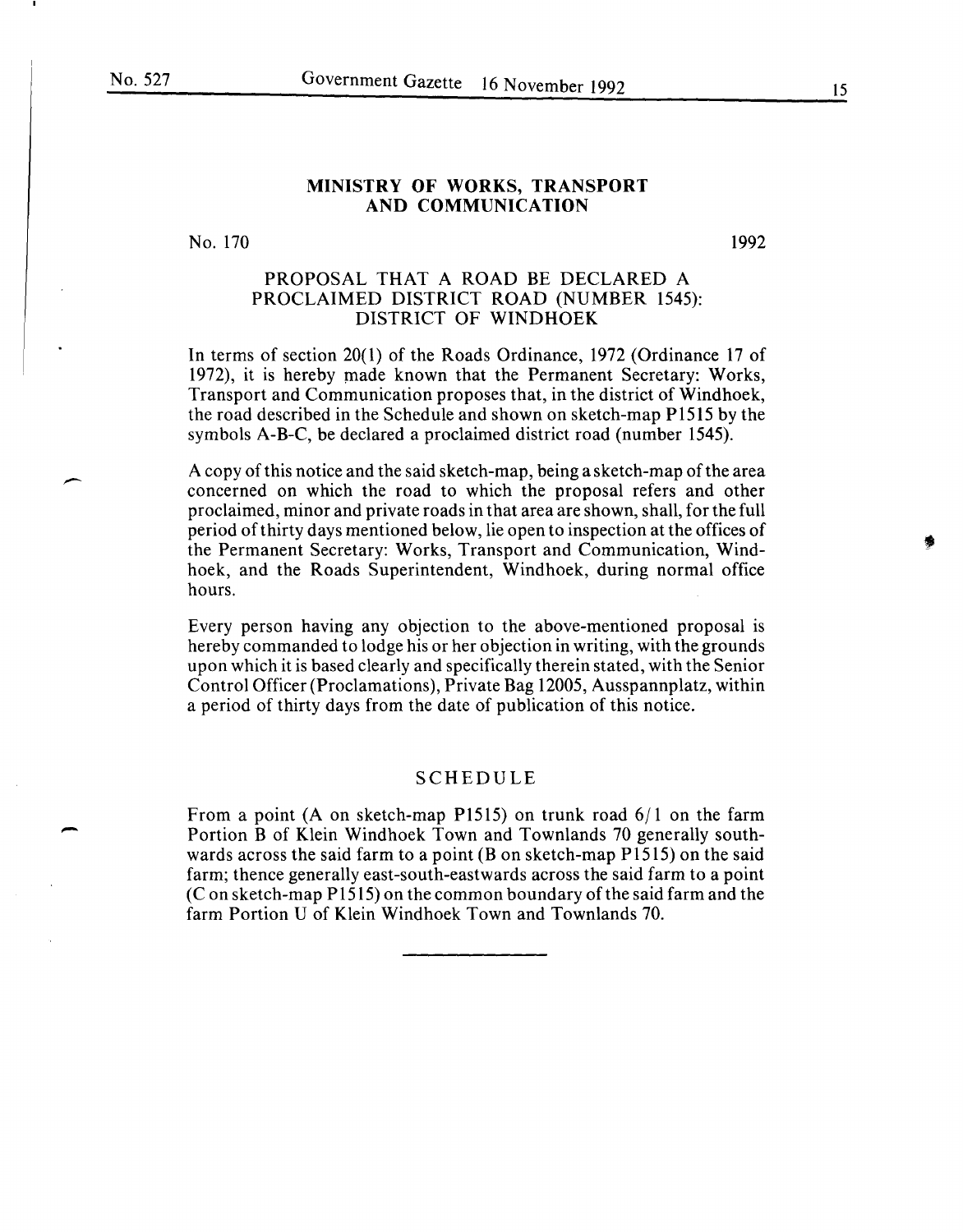## MINISTRY OF WORKS, TRANSPORT AND COMMUNICATION

No. 170 1992

### PROPOSAL THAT A ROAD BE DECLARED A PROCLAIMED DISTRICT ROAD (NUMBER 1545): DISTRICT OF WINDHOEK

In terms of section 20(1) of the Roads Ordinance, 1972 (Ordinance 17 of 1972), it is hereby made known that the Permanent Secretary: Works, Transport and Communication proposes that, in the district of Windhoek, the road described in the Schedule and shown on sketch-map P1515 by the symbols A-B-C, be declared a proclaimed district road (number 1545).

A copy of this notice and the said sketch-map, being a sketch-map of the area concerned on which the road to which the proposal refers and other proclaimed, minor and private roads in that area are shown, shall, for the full period of thirty days mentioned below, lie open to inspection at the offices of the Permanent Secretary: Works, Transport and Communication, Windhoek, and the Roads Superintendent, Windhoek, during normal office hours.

Every person having any objection to the above-mentioned proposal is hereby commanded to lodge his or her objection in writing, with the grounds upon which it is based clearly and specifically therein stated, with the Senior Control Officer (Proclamations), Private Bag 12005, Ausspannplatz, within a period of thirty days from the date of publication of this notice.

### SCHEDULE

From a point (A on sketch-map P1515) on trunk road 6/1 on the farm Portion B of Klein Windhoek Town and Townlands 70 generally southwards across the said farm to a point (B on sketch-map P1515) on the said farm; thence generally east-south-eastwards across the said farm to a point (C on sketch-map P1515) on the common boundary of the said farm and the farm Portion U of Klein Windhoek Town and Townlands 70.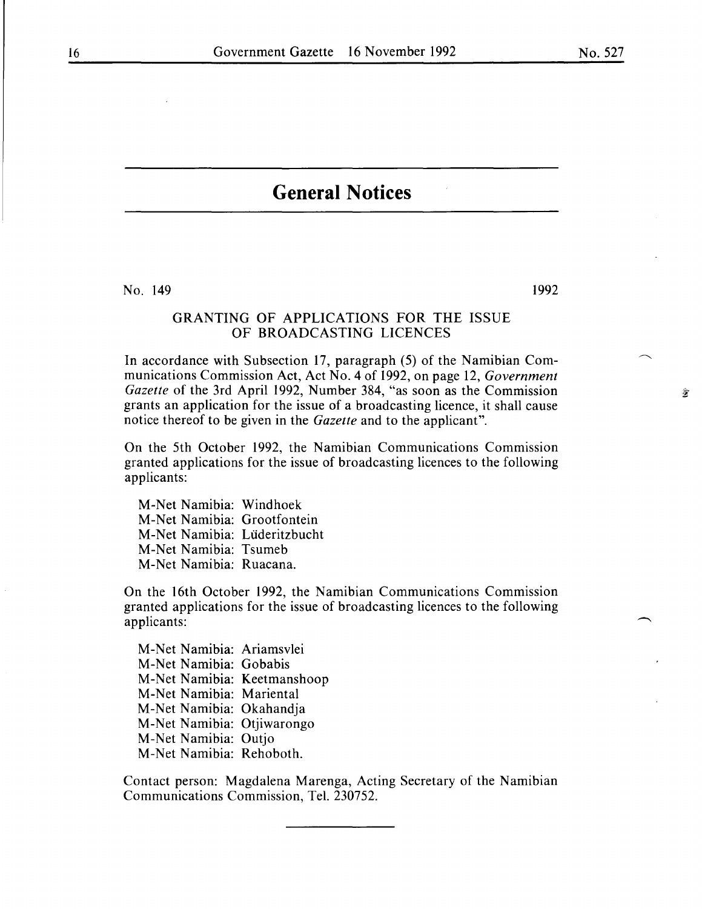# General Notices

No. 149 1992

## GRANTING OF APPLICATIONS FOR THE ISSUE OF BROADCASTING LICENCES

In accordance with Subsection 17, paragraph (5) of the Namibian Communications Commission Act, Act No. 4 of 1992, on page 12, *Government Gazette* of the 3rd April 1992, Number 384, "as soon as the Commission grants an application for the issue of a broadcasting licence, it shall cause notice thereof to be given in the *Gazette* and to the applicant".

On the 5th October 1992, the Namibian Communications Commission granted applications for the issue of broadcasting licences to the following applicants:

M-Net Namibia: Windhoek
M-Net Namibia: Grootfontein
M-Net Namibia: Lüderitzbucht
M-Net Namibia: Tsumeb
M-Net Namibia: Ruacana.

On the 16th October 1992, the Namibian Communications Commission granted applications for the issue of broadcasting licences to the following applicants:

M-Net Namibia: Ariamsvlei
M-Net Namibia: Gobabis
M-Net Namibia: Keetmanshoop
M-Net Namibia: Mariental
M-Net Namibia: Okahandja
M-Net Namibia: Otjiwarongo
M-Net Namibia: Outjo
M-Net Namibia: Rehoboth.

Contact person: Magdalena Marenga, Acting Secretary of the Namibian Communications Commission, Tel. 230752.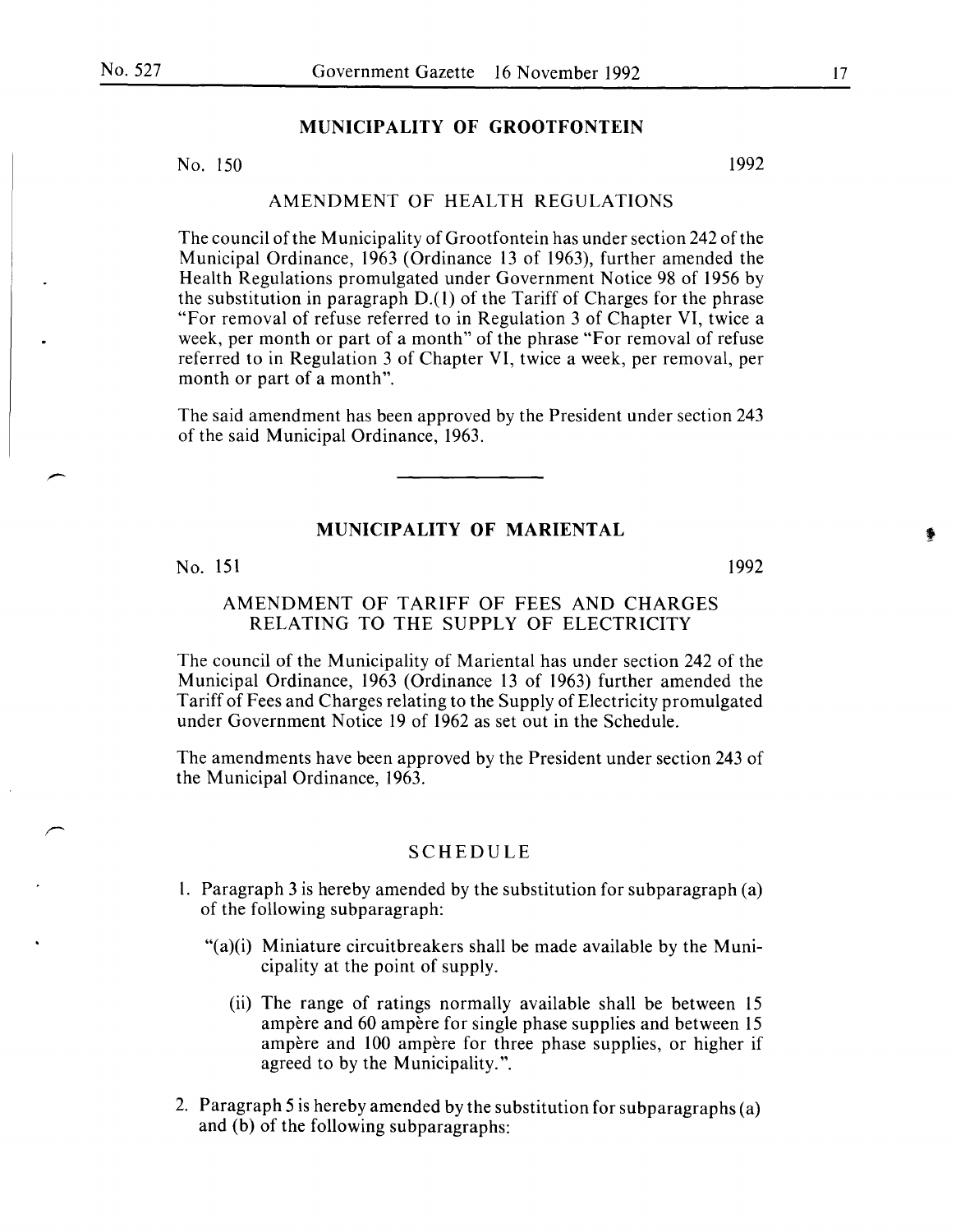## MUNICIPALITY OF GROOTFONTEIN

No. 150 1992

### AMENDMENT OF HEALTH REGULATIONS

The council of the Municipality of Grootfontein has under section 242 of the Municipal Ordinance, 1963 (Ordinance 13 of 1963), further amended the Health Regulations promulgated under Government Notice 98 of 1956 by the substitution in paragraph D.(1) of the Tariff of Charges for the phrase "For removal of refuse referred to in Regulation 3 of Chapter VI, twice a week, per month or part of a month" of the phrase "For removal of refuse referred to in Regulation 3 of Chapter VI, twice a week, per removal, per month or part of a month".

The said amendment has been approved by the President under section 243 of the said Municipal Ordinance, 1963.

---

## MUNICIPALITY OF MARIENTAL

No. 151 1992

### AMENDMENT OF TARIFF OF FEES AND CHARGES RELATING TO THE SUPPLY OF ELECTRICITY

The council of the Municipality of Mariental has under section 242 of the Municipal Ordinance, 1963 (Ordinance 13 of 1963) further amended the Tariff of Fees and Charges relating to the Supply of Electricity promulgated under Government Notice 19 of 1962 as set out in the Schedule.

The amendments have been approved by the President under section 243 of the Municipal Ordinance, 1963.

### SCHEDULE

1. Paragraph 3 is hereby amended by the substitution for subparagraph (a) of the following subparagraph:

   "(a)(i) Miniature circuitbreakers shall be made available by the Municipality at the point of supply.

   (ii) The range of ratings normally available shall be between 15 ampère and 60 ampère for single phase supplies and between 15 ampère and 100 ampère for three phase supplies, or higher if agreed to by the Municipality.".

2. Paragraph 5 is hereby amended by the substitution for subparagraphs (a) and (b) of the following subparagraphs: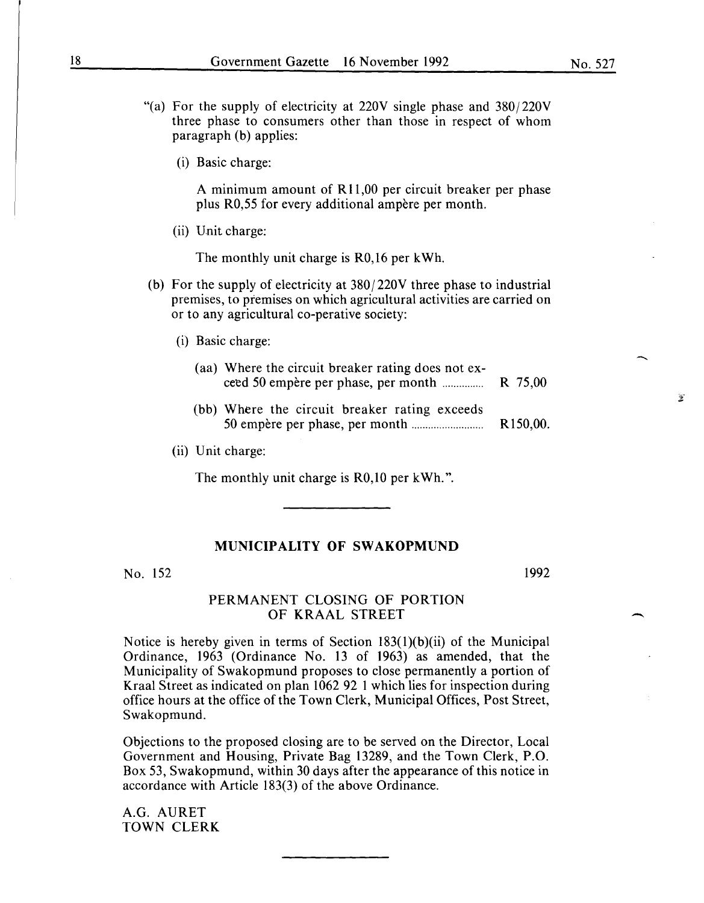"(a) For the supply of electricity at 220V single phase and 380/220V three phase to consumers other than those in respect of whom paragraph (b) applies:

(i) Basic charge:

A minimum amount of R11,00 per circuit breaker per phase plus R0,55 for every additional ampère per month.

(ii) Unit charge:

The monthly unit charge is R0,16 per kWh.

(b) For the supply of electricity at 380/220V three phase to industrial premises, to premises on which agricultural activities are carried on or to any agricultural co-operative society:

(i) Basic charge:

(aa) Where the circuit breaker rating does not exceed 50 empère per phase, per month ............... R 75,00

(bb) Where the circuit breaker rating exceeds 50 empère per phase, per month .......................... R150,00.

(ii) Unit charge:

The monthly unit charge is R0,10 per kWh.".

---

## MUNICIPALITY OF SWAKOPMUND

No. 152 1992

### PERMANENT CLOSING OF PORTION OF KRAAL STREET

Notice is hereby given in terms of Section 183(1)(b)(ii) of the Municipal Ordinance, 1963 (Ordinance No. 13 of 1963) as amended, that the Municipality of Swakopmund proposes to close permanently a portion of Kraal Street as indicated on plan 1062 92 1 which lies for inspection during office hours at the office of the Town Clerk, Municipal Offices, Post Street, Swakopmund.

Objections to the proposed closing are to be served on the Director, Local Government and Housing, Private Bag 13289, and the Town Clerk, P.O. Box 53, Swakopmund, within 30 days after the appearance of this notice in accordance with Article 183(3) of the above Ordinance.

A.G. AURET
TOWN CLERK

---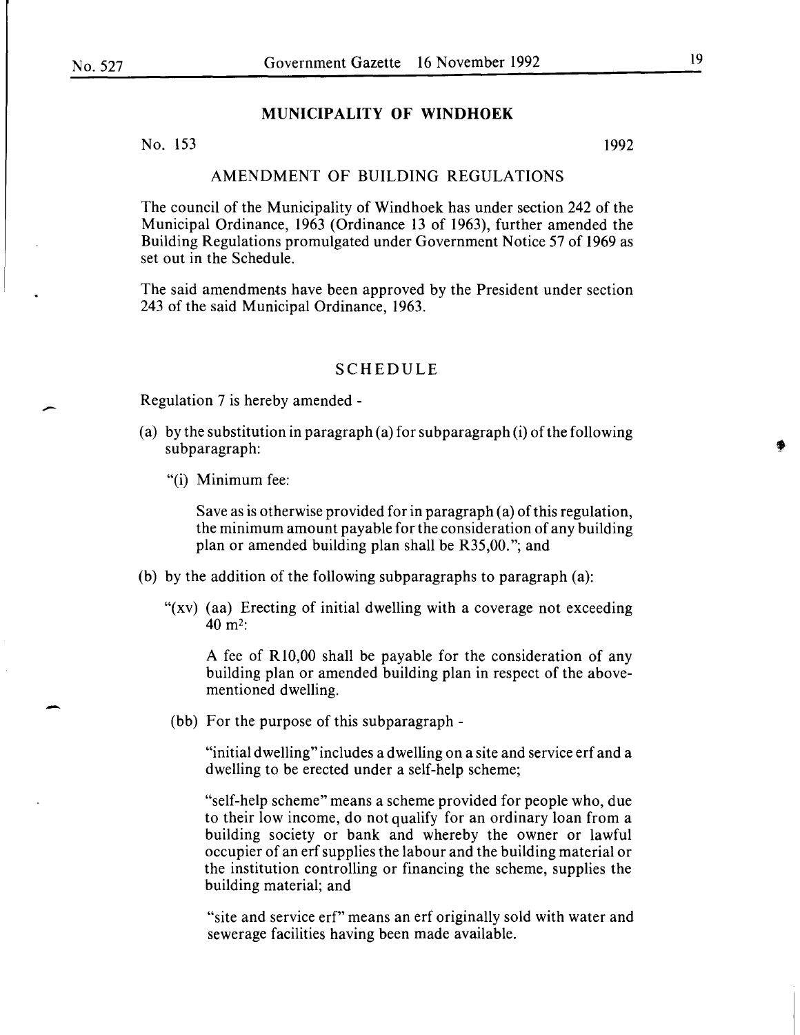## MUNICIPALITY OF WINDHOEK

No. 153 1992

### AMENDMENT OF BUILDING REGULATIONS

The council of the Municipality of Windhoek has under section 242 of the Municipal Ordinance, 1963 (Ordinance 13 of 1963), further amended the Building Regulations promulgated under Government Notice 57 of 1969 as set out in the Schedule.

The said amendments have been approved by the President under section 243 of the said Municipal Ordinance, 1963.

### SCHEDULE

Regulation 7 is hereby amended -

(a) by the substitution in paragraph (a) for subparagraph (i) of the following subparagraph:

"(i) Minimum fee:

Save as is otherwise provided for in paragraph (a) of this regulation, the minimum amount payable for the consideration of any building plan or amended building plan shall be R35,00."; and

(b) by the addition of the following subparagraphs to paragraph (a):

"(xv) (aa) Erecting of initial dwelling with a coverage not exceeding 40 $m^2$:

A fee of R10,00 shall be payable for the consideration of any building plan or amended building plan in respect of the above-mentioned dwelling.

(bb) For the purpose of this subparagraph -

"initial dwelling" includes a dwelling on a site and service erf and a dwelling to be erected under a self-help scheme;

"self-help scheme" means a scheme provided for people who, due to their low income, do not qualify for an ordinary loan from a building society or bank and whereby the owner or lawful occupier of an erf supplies the labour and the building material or the institution controlling or financing the scheme, supplies the building material; and

"site and service erf" means an erf originally sold with water and sewerage facilities having been made available.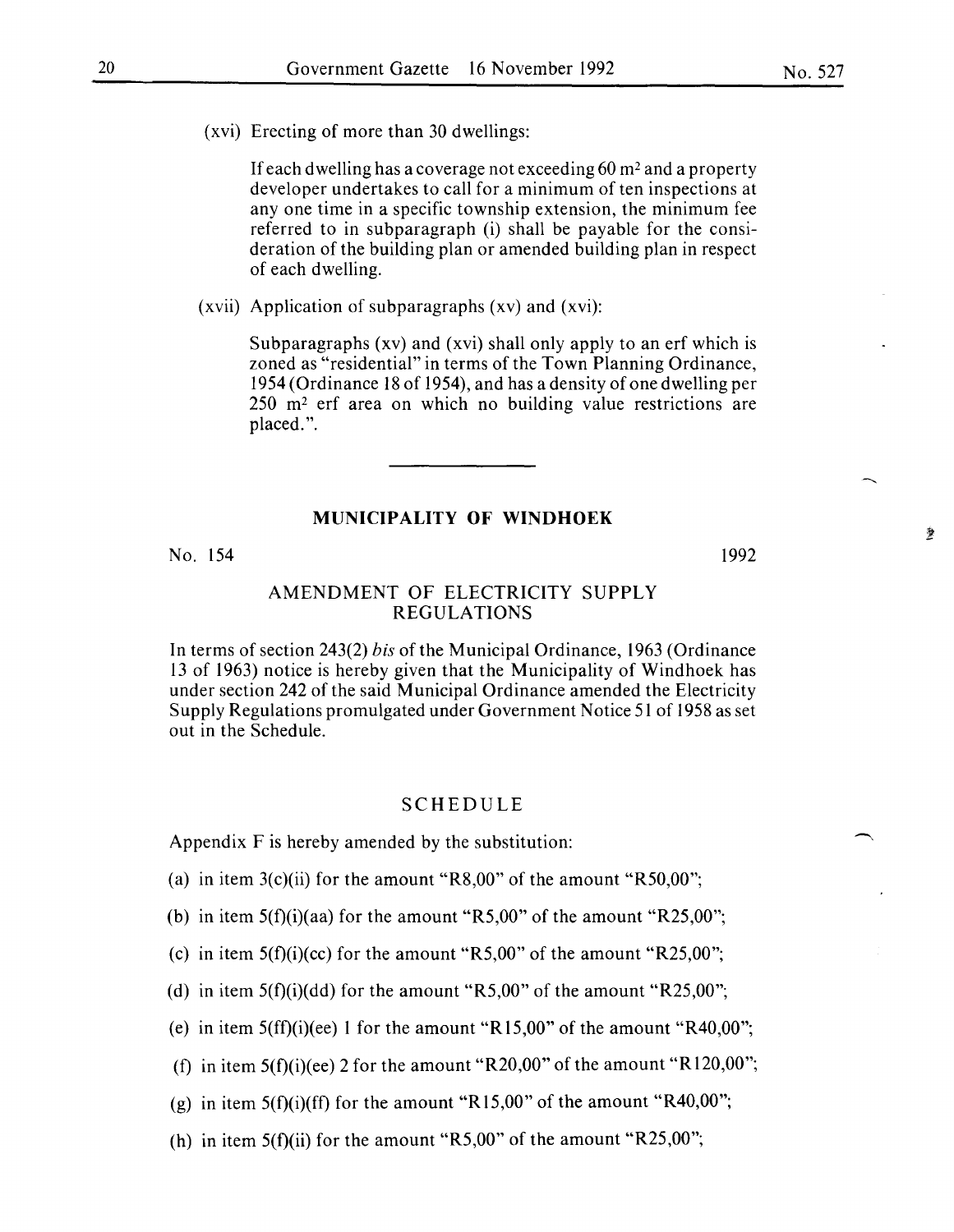(xvi) Erecting of more than 30 dwellings:

If each dwelling has a coverage not exceeding 60 m² and a property developer undertakes to call for a minimum of ten inspections at any one time in a specific township extension, the minimum fee referred to in subparagraph (i) shall be payable for the consideration of the building plan or amended building plan in respect of each dwelling.

(xvii) Application of subparagraphs (xv) and (xvi):

Subparagraphs (xv) and (xvi) shall only apply to an erf which is zoned as "residential" in terms of the Town Planning Ordinance, 1954 (Ordinance 18 of 1954), and has a density of one dwelling per 250 m² erf area on which no building value restrictions are placed.".

---

## MUNICIPALITY OF WINDHOEK

No. 154 1992

### AMENDMENT OF ELECTRICITY SUPPLY REGULATIONS

In terms of section 243(2) *bis* of the Municipal Ordinance, 1963 (Ordinance 13 of 1963) notice is hereby given that the Municipality of Windhoek has under section 242 of the said Municipal Ordinance amended the Electricity Supply Regulations promulgated under Government Notice 51 of 1958 as set out in the Schedule.

### SCHEDULE

Appendix F is hereby amended by the substitution:

(a) in item 3(c)(ii) for the amount "R8,00" of the amount "R50,00";

(b) in item 5(f)(i)(aa) for the amount "R5,00" of the amount "R25,00";

(c) in item 5(f)(i)(cc) for the amount "R5,00" of the amount "R25,00";

(d) in item 5(f)(i)(dd) for the amount "R5,00" of the amount "R25,00";

(e) in item 5(ff)(i)(ee) 1 for the amount "R15,00" of the amount "R40,00";

(f) in item 5(f)(i)(ee) 2 for the amount "R20,00" of the amount "R120,00";

(g) in item 5(f)(i)(ff) for the amount "R15,00" of the amount "R40,00";

(h) in item 5(f)(ii) for the amount "R5,00" of the amount "R25,00";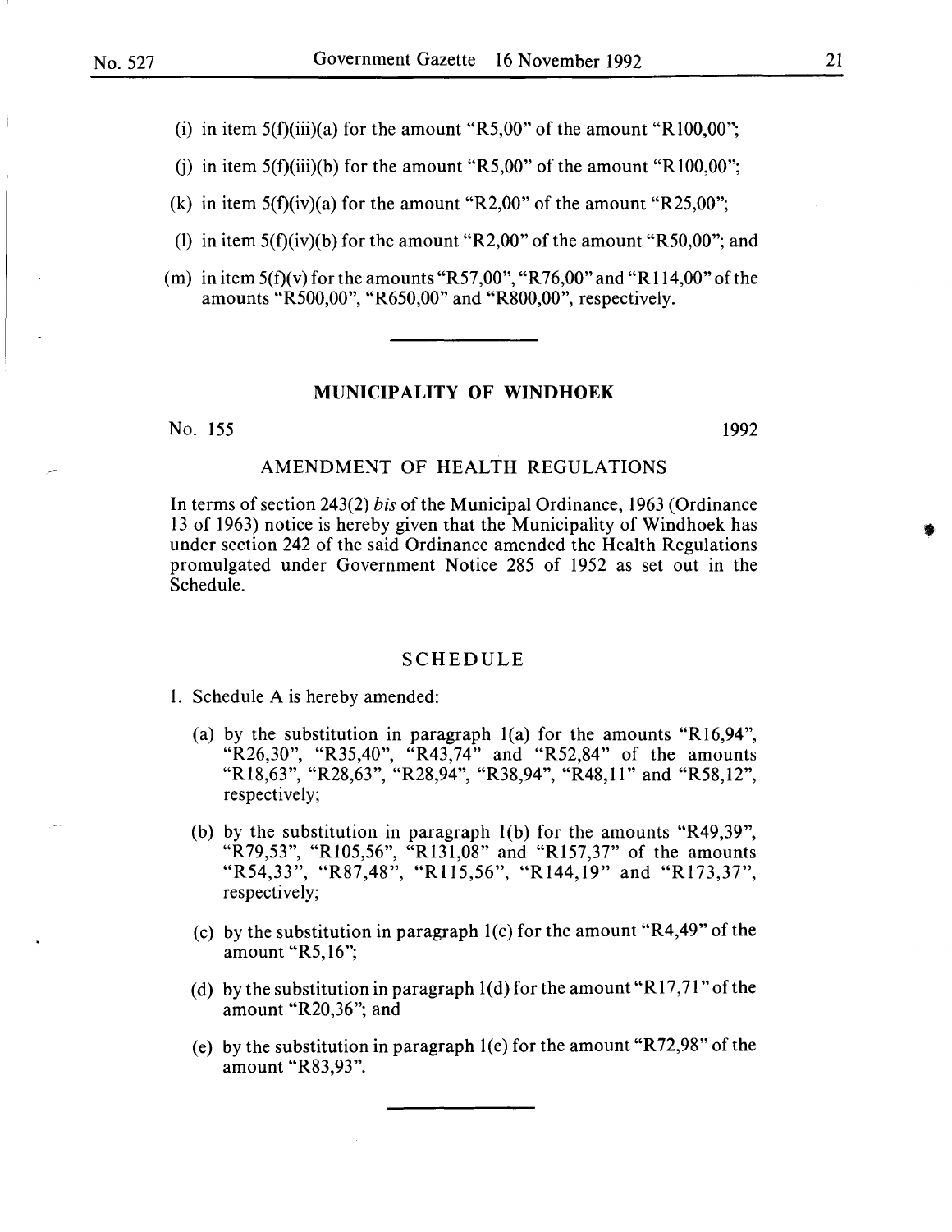(i) in item 5(f)(iii)(a) for the amount "R5,00" of the amount "R100,00";

(j) in item 5(f)(iii)(b) for the amount "R5,00" of the amount "R100,00";

(k) in item 5(f)(iv)(a) for the amount "R2,00" of the amount "R25,00";

(l) in item 5(f)(iv)(b) for the amount "R2,00" of the amount "R50,00"; and

(m) in item 5(f)(v) for the amounts "R57,00", "R76,00" and "R114,00" of the amounts "R500,00", "R650,00" and "R800,00", respectively.

---

## MUNICIPALITY OF WINDHOEK

No. 155 1992

### AMENDMENT OF HEALTH REGULATIONS

In terms of section 243(2) *bis* of the Municipal Ordinance, 1963 (Ordinance 13 of 1963) notice is hereby given that the Municipality of Windhoek has under section 242 of the said Ordinance amended the Health Regulations promulgated under Government Notice 285 of 1952 as set out in the Schedule.

### SCHEDULE

1. Schedule A is hereby amended:

(a) by the substitution in paragraph 1(a) for the amounts "R16,94", "R26,30", "R35,40", "R43,74" and "R52,84" of the amounts "R18,63", "R28,63", "R28,94", "R38,94", "R48,11" and "R58,12", respectively;

(b) by the substitution in paragraph 1(b) for the amounts "R49,39", "R79,53", "R105,56", "R131,08" and "R157,37" of the amounts "R54,33", "R87,48", "R115,56", "R144,19" and "R173,37", respectively;

(c) by the substitution in paragraph 1(c) for the amount "R4,49" of the amount "R5,16";

(d) by the substitution in paragraph 1(d) for the amount "R17,71" of the amount "R20,36"; and

(e) by the substitution in paragraph 1(e) for the amount "R72,98" of the amount "R83,93".

---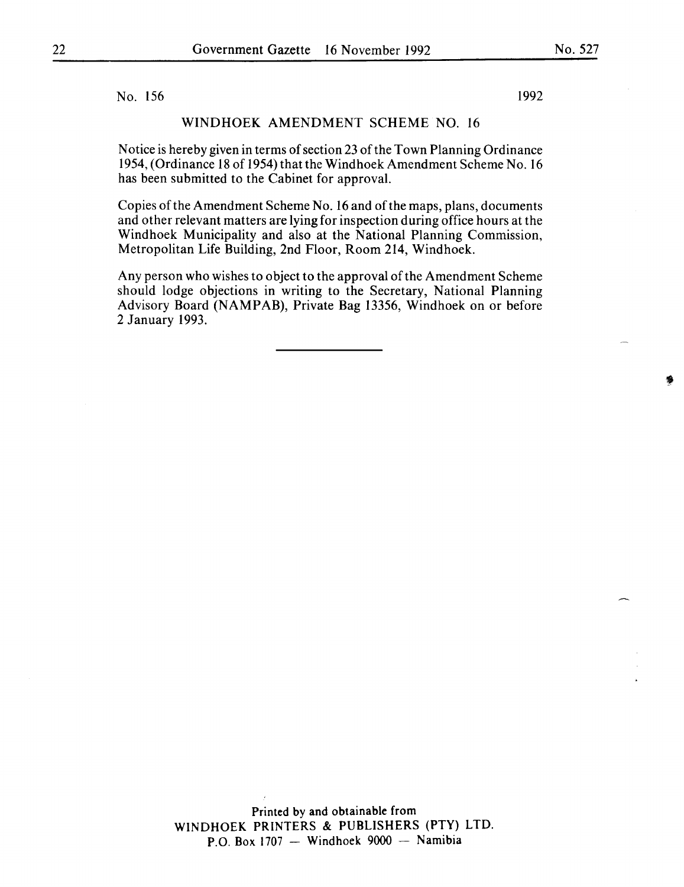No. 156 1992

## WINDHOEK AMENDMENT SCHEME NO. 16

Notice is hereby given in terms of section 23 of the Town Planning Ordinance 1954, (Ordinance 18 of 1954) that the Windhoek Amendment Scheme No. 16 has been submitted to the Cabinet for approval.

Copies of the Amendment Scheme No. 16 and of the maps, plans, documents and other relevant matters are lying for inspection during office hours at the Windhoek Municipality and also at the National Planning Commission, Metropolitan Life Building, 2nd Floor, Room 214, Windhoek.

Any person who wishes to object to the approval of the Amendment Scheme should lodge objections in writing to the Secretary, National Planning Advisory Board (NAMPAB), Private Bag 13356, Windhoek on or before 2 January 1993.

---

Printed by and obtainable from
WINDHOEK PRINTERS & PUBLISHERS (PTY) LTD.
P.O. Box 1707 — Windhoek 9000 — Namibia